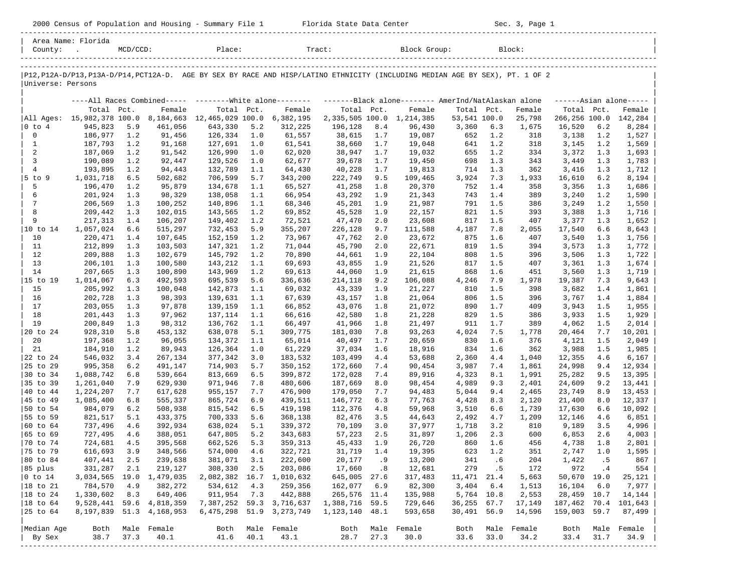2000 Census of Population and Housing - Summary File 1 Florida State Data Center Sec. 3, Page 1

Area Name: Florida
County: . MCD/CCD: Place: Tract: Block Group: Block:

P12,P12A-D/P13,P13A-D/P14,PCT12A-D. AGE BY SEX BY RACE AND HISP/LATINO ETHNICITY (INCLUDING MEDIAN AGE BY SEX), PT. 1 OF 2
Universe: Persons

| | ----All Races Combined----- | | | --------White alone-------- | | | -------Black alone-------- | | | AmerInd/NatAlaskan alone | | | ------Asian alone----- | | |
|---|---|---|---|---|---|---|---|---|---|---|---|---|---|---|---|
| | Total | Pct. | Female | Total | Pct. | Female | Total | Pct. | Female | Total | Pct. | Female | Total | Pct. | Female |
| All Ages: | 15,982,378 | 100.0 | 8,184,663 | 12,465,029 | 100.0 | 6,382,195 | 2,335,505 | 100.0 | 1,214,385 | 53,541 | 100.0 | 25,798 | 266,256 | 100.0 | 142,284 |
| 0 to 4 | 945,823 | 5.9 | 461,056 | 643,330 | 5.2 | 312,225 | 196,128 | 8.4 | 96,430 | 3,360 | 6.3 | 1,675 | 16,520 | 6.2 | 8,284 |
| 0 | 186,977 | 1.2 | 91,456 | 126,334 | 1.0 | 61,557 | 38,615 | 1.7 | 19,087 | 652 | 1.2 | 318 | 3,138 | 1.2 | 1,527 |
| 1 | 187,793 | 1.2 | 91,168 | 127,691 | 1.0 | 61,541 | 38,660 | 1.7 | 19,048 | 641 | 1.2 | 318 | 3,145 | 1.2 | 1,569 |
| 2 | 187,069 | 1.2 | 91,542 | 126,990 | 1.0 | 62,020 | 38,947 | 1.7 | 19,032 | 655 | 1.2 | 334 | 3,372 | 1.3 | 1,693 |
| 3 | 190,089 | 1.2 | 92,447 | 129,526 | 1.0 | 62,677 | 39,678 | 1.7 | 19,450 | 698 | 1.3 | 343 | 3,449 | 1.3 | 1,783 |
| 4 | 193,895 | 1.2 | 94,443 | 132,789 | 1.1 | 64,430 | 40,228 | 1.7 | 19,813 | 714 | 1.3 | 362 | 3,416 | 1.3 | 1,712 |
| 5 to 9 | 1,031,718 | 6.5 | 502,682 | 706,599 | 5.7 | 343,200 | 222,749 | 9.5 | 109,465 | 3,924 | 7.3 | 1,933 | 16,610 | 6.2 | 8,194 |
| 5 | 196,470 | 1.2 | 95,879 | 134,678 | 1.1 | 65,527 | 41,258 | 1.8 | 20,370 | 752 | 1.4 | 358 | 3,356 | 1.3 | 1,686 |
| 6 | 201,924 | 1.3 | 98,329 | 138,058 | 1.1 | 66,954 | 43,292 | 1.9 | 21,343 | 743 | 1.4 | 389 | 3,240 | 1.2 | 1,590 |
| 7 | 206,569 | 1.3 | 100,252 | 140,896 | 1.1 | 68,346 | 45,201 | 1.9 | 21,987 | 791 | 1.5 | 386 | 3,249 | 1.2 | 1,550 |
| 8 | 209,442 | 1.3 | 102,015 | 143,565 | 1.2 | 69,852 | 45,528 | 1.9 | 22,157 | 821 | 1.5 | 393 | 3,388 | 1.3 | 1,716 |
| 9 | 217,313 | 1.4 | 106,207 | 149,402 | 1.2 | 72,521 | 47,470 | 2.0 | 23,608 | 817 | 1.5 | 407 | 3,377 | 1.3 | 1,652 |
| 10 to 14 | 1,057,024 | 6.6 | 515,297 | 732,453 | 5.9 | 355,207 | 226,128 | 9.7 | 111,588 | 4,187 | 7.8 | 2,055 | 17,540 | 6.6 | 8,643 |
| 10 | 220,471 | 1.4 | 107,645 | 152,159 | 1.2 | 73,967 | 47,762 | 2.0 | 23,672 | 875 | 1.6 | 407 | 3,540 | 1.3 | 1,756 |
| 11 | 212,899 | 1.3 | 103,503 | 147,321 | 1.2 | 71,044 | 45,790 | 2.0 | 22,671 | 819 | 1.5 | 394 | 3,573 | 1.3 | 1,772 |
| 12 | 209,888 | 1.3 | 102,679 | 145,792 | 1.2 | 70,890 | 44,661 | 1.9 | 22,104 | 808 | 1.5 | 396 | 3,506 | 1.3 | 1,722 |
| 13 | 206,101 | 1.3 | 100,580 | 143,212 | 1.1 | 69,693 | 43,855 | 1.9 | 21,526 | 817 | 1.5 | 407 | 3,361 | 1.3 | 1,674 |
| 14 | 207,665 | 1.3 | 100,890 | 143,969 | 1.2 | 69,613 | 44,060 | 1.9 | 21,615 | 868 | 1.6 | 451 | 3,560 | 1.3 | 1,719 |
| 15 to 19 | 1,014,067 | 6.3 | 492,593 | 695,539 | 5.6 | 336,636 | 214,118 | 9.2 | 106,088 | 4,246 | 7.9 | 1,978 | 19,387 | 7.3 | 9,643 |
| 15 | 205,992 | 1.3 | 100,048 | 142,873 | 1.1 | 69,032 | 43,339 | 1.9 | 21,227 | 810 | 1.5 | 398 | 3,682 | 1.4 | 1,861 |
| 16 | 202,728 | 1.3 | 98,393 | 139,631 | 1.1 | 67,639 | 43,157 | 1.8 | 21,064 | 806 | 1.5 | 396 | 3,767 | 1.4 | 1,884 |
| 17 | 203,055 | 1.3 | 97,878 | 139,159 | 1.1 | 66,852 | 43,076 | 1.8 | 21,072 | 890 | 1.7 | 409 | 3,943 | 1.5 | 1,955 |
| 18 | 201,443 | 1.3 | 97,962 | 137,114 | 1.1 | 66,616 | 42,580 | 1.8 | 21,228 | 829 | 1.5 | 386 | 3,933 | 1.5 | 1,929 |
| 19 | 200,849 | 1.3 | 98,312 | 136,762 | 1.1 | 66,497 | 41,966 | 1.8 | 21,497 | 911 | 1.7 | 389 | 4,062 | 1.5 | 2,014 |
| 20 to 24 | 928,310 | 5.8 | 453,132 | 638,078 | 5.1 | 309,775 | 181,030 | 7.8 | 93,263 | 4,024 | 7.5 | 1,778 | 20,464 | 7.7 | 10,201 |
| 20 | 197,368 | 1.2 | 96,055 | 134,372 | 1.1 | 65,014 | 40,497 | 1.7 | 20,659 | 830 | 1.6 | 376 | 4,121 | 1.5 | 2,049 |
| 21 | 184,910 | 1.2 | 89,943 | 126,364 | 1.0 | 61,229 | 37,034 | 1.6 | 18,916 | 834 | 1.6 | 362 | 3,988 | 1.5 | 1,985 |
| 22 to 24 | 546,032 | 3.4 | 267,134 | 377,342 | 3.0 | 183,532 | 103,499 | 4.4 | 53,688 | 2,360 | 4.4 | 1,040 | 12,355 | 4.6 | 6,167 |
| 25 to 29 | 995,358 | 6.2 | 491,147 | 714,903 | 5.7 | 350,152 | 172,660 | 7.4 | 90,454 | 3,987 | 7.4 | 1,861 | 24,998 | 9.4 | 12,934 |
| 30 to 34 | 1,088,742 | 6.8 | 539,664 | 813,669 | 6.5 | 399,872 | 172,028 | 7.4 | 89,916 | 4,323 | 8.1 | 1,991 | 25,282 | 9.5 | 13,395 |
| 35 to 39 | 1,261,040 | 7.9 | 629,930 | 971,946 | 7.8 | 480,606 | 187,669 | 8.0 | 98,454 | 4,989 | 9.3 | 2,401 | 24,609 | 9.2 | 13,441 |
| 40 to 44 | 1,224,207 | 7.7 | 617,628 | 955,157 | 7.7 | 476,900 | 179,050 | 7.7 | 94,483 | 5,044 | 9.4 | 2,465 | 23,749 | 8.9 | 13,453 |
| 45 to 49 | 1,085,400 | 6.8 | 555,337 | 865,724 | 6.9 | 439,511 | 146,772 | 6.3 | 77,763 | 4,428 | 8.3 | 2,120 | 21,400 | 8.0 | 12,337 |
| 50 to 54 | 984,079 | 6.2 | 508,938 | 815,542 | 6.5 | 419,198 | 112,376 | 4.8 | 59,968 | 3,510 | 6.6 | 1,739 | 17,630 | 6.6 | 10,092 |
| 55 to 59 | 821,517 | 5.1 | 433,375 | 700,333 | 5.6 | 368,138 | 82,476 | 3.5 | 44,643 | 2,492 | 4.7 | 1,209 | 12,146 | 4.6 | 6,851 |
| 60 to 64 | 737,496 | 4.6 | 392,934 | 638,024 | 5.1 | 339,372 | 70,109 | 3.0 | 37,977 | 1,718 | 3.2 | 810 | 9,189 | 3.5 | 4,996 |
| 65 to 69 | 727,495 | 4.6 | 388,051 | 647,805 | 5.2 | 343,683 | 57,223 | 2.5 | 31,897 | 1,206 | 2.3 | 600 | 6,853 | 2.6 | 4,003 |
| 70 to 74 | 724,681 | 4.5 | 395,568 | 662,526 | 5.3 | 359,313 | 45,433 | 1.9 | 26,720 | 860 | 1.6 | 456 | 4,738 | 1.8 | 2,801 |
| 75 to 79 | 616,693 | 3.9 | 348,566 | 574,000 | 4.6 | 322,721 | 31,719 | 1.4 | 19,395 | 623 | 1.2 | 351 | 2,747 | 1.0 | 1,595 |
| 80 to 84 | 407,441 | 2.5 | 239,638 | 381,071 | 3.1 | 222,600 | 20,177 | .9 | 13,200 | 341 | .6 | 204 | 1,422 | .5 | 867 |
| 85 plus | 331,287 | 2.1 | 219,127 | 308,330 | 2.5 | 203,086 | 17,660 | .8 | 12,681 | 279 | .5 | 172 | 972 | .4 | 554 |
| 0 to 14 | 3,034,565 | 19.0 | 1,479,035 | 2,082,382 | 16.7 | 1,010,632 | 645,005 | 27.6 | 317,483 | 11,471 | 21.4 | 5,663 | 50,670 | 19.0 | 25,121 |
| 18 to 21 | 784,570 | 4.9 | 382,272 | 534,612 | 4.3 | 259,356 | 162,077 | 6.9 | 82,300 | 3,404 | 6.4 | 1,513 | 16,104 | 6.0 | 7,977 |
| 18 to 24 | 1,330,602 | 8.3 | 649,406 | 911,954 | 7.3 | 442,888 | 265,576 | 11.4 | 135,988 | 5,764 | 10.8 | 2,553 | 28,459 | 10.7 | 14,144 |
| 18 to 64 | 9,528,441 | 59.6 | 4,818,359 | 7,387,252 | 59.3 | 3,716,637 | 1,388,716 | 59.5 | 729,646 | 36,255 | 67.7 | 17,149 | 187,462 | 70.4 | 101,643 |
| 25 to 64 | 8,197,839 | 51.3 | 4,168,953 | 6,475,298 | 51.9 | 3,273,749 | 1,123,140 | 48.1 | 593,658 | 30,491 | 56.9 | 14,596 | 159,003 | 59.7 | 87,499 |
| Median Age | Both | Male | Female | Both | Male | Female | Both | Male | Female | Both | Male | Female | Both | Male | Female |
| By Sex | 38.7 | 37.3 | 40.1 | 41.6 | 40.1 | 43.1 | 28.7 | 27.3 | 30.0 | 33.6 | 33.0 | 34.2 | 33.4 | 31.7 | 34.9 |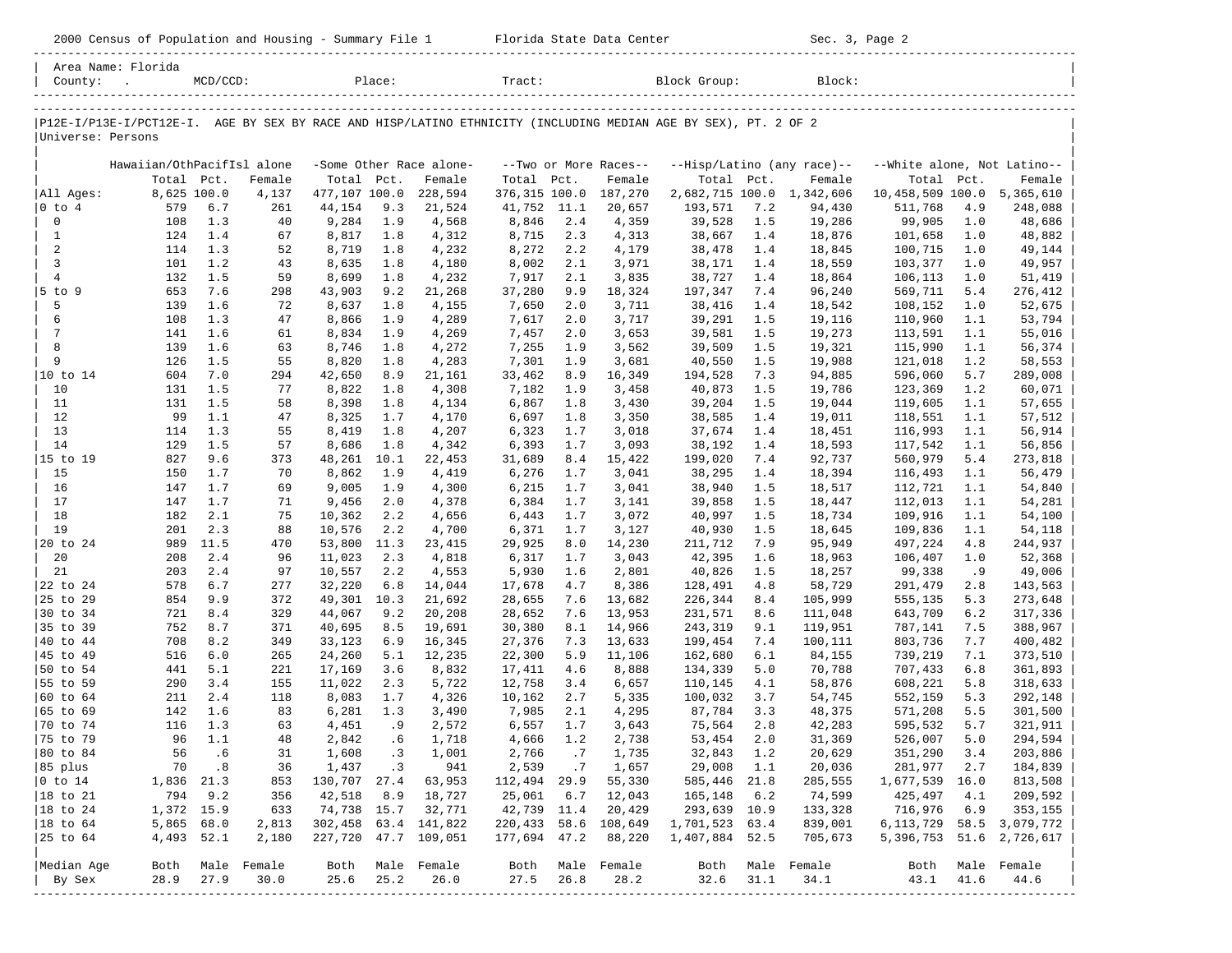2000 Census of Population and Housing - Summary File 1 Florida State Data Center Sec. 3, Page 2

Area Name: Florida
County: . MCD/CCD: Place: Tract: Block Group: Block:

P12E-I/P13E-I/PCT12E-I. AGE BY SEX BY RACE AND HISP/LATINO ETHNICITY (INCLUDING MEDIAN AGE BY SEX), PT. 2 OF 2
Universe: Persons

| | Hawaiian/OthPacifIsl alone | | | -Some Other Race alone- | | | --Two or More Races-- | | | --Hisp/Latino (any race)-- | | | --White alone, Not Latino-- | | |
|---|---|---|---|---|---|---|---|---|---|---|---|---|---|---|---|
| | Total | Pct. | Female | Total | Pct. | Female | Total | Pct. | Female | Total | Pct. | Female | Total | Pct. | Female |
| All Ages: | 8,625 | 100.0 | 4,137 | 477,107 | 100.0 | 228,594 | 376,315 | 100.0 | 187,270 | 2,682,715 | 100.0 | 1,342,606 | 10,458,509 | 100.0 | 5,365,610 |
| 0 to 4 | 579 | 6.7 | 261 | 44,154 | 9.3 | 21,524 | 41,752 | 11.1 | 20,657 | 193,571 | 7.2 | 94,430 | 511,768 | 4.9 | 248,088 |
| 0 | 108 | 1.3 | 40 | 9,284 | 1.9 | 4,568 | 8,846 | 2.4 | 4,359 | 39,528 | 1.5 | 19,286 | 99,905 | 1.0 | 48,686 |
| 1 | 124 | 1.4 | 67 | 8,817 | 1.8 | 4,312 | 8,715 | 2.3 | 4,313 | 38,667 | 1.4 | 18,876 | 101,658 | 1.0 | 48,882 |
| 2 | 114 | 1.3 | 52 | 8,719 | 1.8 | 4,232 | 8,272 | 2.2 | 4,179 | 38,478 | 1.4 | 18,845 | 100,715 | 1.0 | 49,144 |
| 3 | 101 | 1.2 | 43 | 8,635 | 1.8 | 4,180 | 8,002 | 2.1 | 3,971 | 38,171 | 1.4 | 18,559 | 103,377 | 1.0 | 49,957 |
| 4 | 132 | 1.5 | 59 | 8,699 | 1.8 | 4,232 | 7,917 | 2.1 | 3,835 | 38,727 | 1.4 | 18,864 | 106,113 | 1.0 | 51,419 |
| 5 to 9 | 653 | 7.6 | 298 | 43,903 | 9.2 | 21,268 | 37,280 | 9.9 | 18,324 | 197,347 | 7.4 | 96,240 | 569,711 | 5.4 | 276,412 |
| 5 | 139 | 1.6 | 72 | 8,637 | 1.8 | 4,155 | 7,650 | 2.0 | 3,711 | 38,416 | 1.4 | 18,542 | 108,152 | 1.0 | 52,675 |
| 6 | 108 | 1.3 | 47 | 8,866 | 1.9 | 4,289 | 7,617 | 2.0 | 3,717 | 39,291 | 1.5 | 19,116 | 110,960 | 1.1 | 53,794 |
| 7 | 141 | 1.6 | 61 | 8,834 | 1.9 | 4,269 | 7,457 | 2.0 | 3,653 | 39,581 | 1.5 | 19,273 | 113,591 | 1.1 | 55,016 |
| 8 | 139 | 1.6 | 63 | 8,746 | 1.8 | 4,272 | 7,255 | 1.9 | 3,562 | 39,509 | 1.5 | 19,321 | 115,990 | 1.1 | 56,374 |
| 9 | 126 | 1.5 | 55 | 8,820 | 1.8 | 4,283 | 7,301 | 1.9 | 3,681 | 40,550 | 1.5 | 19,988 | 121,018 | 1.2 | 58,553 |
| 10 to 14 | 604 | 7.0 | 294 | 42,650 | 8.9 | 21,161 | 33,462 | 8.9 | 16,349 | 194,528 | 7.3 | 94,885 | 596,060 | 5.7 | 289,008 |
| 10 | 131 | 1.5 | 77 | 8,822 | 1.8 | 4,308 | 7,182 | 1.9 | 3,458 | 40,873 | 1.5 | 19,786 | 123,369 | 1.2 | 60,071 |
| 11 | 131 | 1.5 | 58 | 8,398 | 1.8 | 4,134 | 6,867 | 1.8 | 3,430 | 39,204 | 1.5 | 19,044 | 119,605 | 1.1 | 57,655 |
| 12 | 99 | 1.1 | 47 | 8,325 | 1.7 | 4,170 | 6,697 | 1.8 | 3,350 | 38,585 | 1.4 | 19,011 | 118,551 | 1.1 | 57,512 |
| 13 | 114 | 1.3 | 55 | 8,419 | 1.8 | 4,207 | 6,323 | 1.7 | 3,018 | 37,674 | 1.4 | 18,451 | 116,993 | 1.1 | 56,914 |
| 14 | 129 | 1.5 | 57 | 8,686 | 1.8 | 4,342 | 6,393 | 1.7 | 3,093 | 38,192 | 1.4 | 18,593 | 117,542 | 1.1 | 56,856 |
| 15 to 19 | 827 | 9.6 | 373 | 48,261 | 10.1 | 22,453 | 31,689 | 8.4 | 15,422 | 199,020 | 7.4 | 92,737 | 560,979 | 5.4 | 273,818 |
| 15 | 150 | 1.7 | 70 | 8,862 | 1.9 | 4,419 | 6,276 | 1.7 | 3,041 | 38,295 | 1.4 | 18,394 | 116,493 | 1.1 | 56,479 |
| 16 | 147 | 1.7 | 69 | 9,005 | 1.9 | 4,300 | 6,215 | 1.7 | 3,041 | 38,940 | 1.5 | 18,517 | 112,721 | 1.1 | 54,840 |
| 17 | 147 | 1.7 | 71 | 9,456 | 2.0 | 4,378 | 6,384 | 1.7 | 3,141 | 39,858 | 1.5 | 18,447 | 112,013 | 1.1 | 54,281 |
| 18 | 182 | 2.1 | 75 | 10,362 | 2.2 | 4,656 | 6,443 | 1.7 | 3,072 | 40,997 | 1.5 | 18,734 | 109,916 | 1.1 | 54,100 |
| 19 | 201 | 2.3 | 88 | 10,576 | 2.2 | 4,700 | 6,371 | 1.7 | 3,127 | 40,930 | 1.5 | 18,645 | 109,836 | 1.1 | 54,118 |
| 20 to 24 | 989 | 11.5 | 470 | 53,800 | 11.3 | 23,415 | 29,925 | 8.0 | 14,230 | 211,712 | 7.9 | 95,949 | 497,224 | 4.8 | 244,937 |
| 20 | 208 | 2.4 | 96 | 11,023 | 2.3 | 4,818 | 6,317 | 1.7 | 3,043 | 42,395 | 1.6 | 18,963 | 106,407 | 1.0 | 52,368 |
| 21 | 203 | 2.4 | 97 | 10,557 | 2.2 | 4,553 | 5,930 | 1.6 | 2,801 | 40,826 | 1.5 | 18,257 | 99,338 | .9 | 49,006 |
| 22 to 24 | 578 | 6.7 | 277 | 32,220 | 6.8 | 14,044 | 17,678 | 4.7 | 8,386 | 128,491 | 4.8 | 58,729 | 291,479 | 2.8 | 143,563 |
| 25 to 29 | 854 | 9.9 | 372 | 49,301 | 10.3 | 21,692 | 28,655 | 7.6 | 13,682 | 226,344 | 8.4 | 105,999 | 555,135 | 5.3 | 273,648 |
| 30 to 34 | 721 | 8.4 | 329 | 44,067 | 9.2 | 20,208 | 28,652 | 7.6 | 13,953 | 231,571 | 8.6 | 111,048 | 643,709 | 6.2 | 317,336 |
| 35 to 39 | 752 | 8.7 | 371 | 40,695 | 8.5 | 19,691 | 30,380 | 8.1 | 14,966 | 243,319 | 9.1 | 119,951 | 787,141 | 7.5 | 388,967 |
| 40 to 44 | 708 | 8.2 | 349 | 33,123 | 6.9 | 16,345 | 27,376 | 7.3 | 13,633 | 199,454 | 7.4 | 100,111 | 803,736 | 7.7 | 400,482 |
| 45 to 49 | 516 | 6.0 | 265 | 24,260 | 5.1 | 12,235 | 22,300 | 5.9 | 11,106 | 162,680 | 6.1 | 84,155 | 739,219 | 7.1 | 373,510 |
| 50 to 54 | 441 | 5.1 | 221 | 17,169 | 3.6 | 8,832 | 17,411 | 4.6 | 8,888 | 134,339 | 5.0 | 70,788 | 707,433 | 6.8 | 361,893 |
| 55 to 59 | 290 | 3.4 | 155 | 11,022 | 2.3 | 5,722 | 12,758 | 3.4 | 6,657 | 110,145 | 4.1 | 58,876 | 608,221 | 5.8 | 318,633 |
| 60 to 64 | 211 | 2.4 | 118 | 8,083 | 1.7 | 4,326 | 10,162 | 2.7 | 5,335 | 100,032 | 3.7 | 54,745 | 552,159 | 5.3 | 292,148 |
| 65 to 69 | 142 | 1.6 | 83 | 6,281 | 1.3 | 3,490 | 7,985 | 2.1 | 4,295 | 87,784 | 3.3 | 48,375 | 571,208 | 5.5 | 301,500 |
| 70 to 74 | 116 | 1.3 | 63 | 4,451 | .9 | 2,572 | 6,557 | 1.7 | 3,643 | 75,564 | 2.8 | 42,283 | 595,532 | 5.7 | 321,911 |
| 75 to 79 | 96 | 1.1 | 48 | 2,842 | .6 | 1,718 | 4,666 | 1.2 | 2,738 | 53,454 | 2.0 | 31,369 | 526,007 | 5.0 | 294,594 |
| 80 to 84 | 56 | .6 | 31 | 1,608 | .3 | 1,001 | 2,766 | .7 | 1,735 | 32,843 | 1.2 | 20,629 | 351,290 | 3.4 | 203,886 |
| 85 plus | 70 | .8 | 36 | 1,437 | .3 | 941 | 2,539 | .7 | 1,657 | 29,008 | 1.1 | 20,036 | 281,977 | 2.7 | 184,839 |
| 0 to 14 | 1,836 | 21.3 | 853 | 130,707 | 27.4 | 63,953 | 112,494 | 29.9 | 55,330 | 585,446 | 21.8 | 285,555 | 1,677,539 | 16.0 | 813,508 |
| 18 to 21 | 794 | 9.2 | 356 | 42,518 | 8.9 | 18,727 | 25,061 | 6.7 | 12,043 | 165,148 | 6.2 | 74,599 | 425,497 | 4.1 | 209,592 |
| 18 to 24 | 1,372 | 15.9 | 633 | 74,738 | 15.7 | 32,771 | 42,739 | 11.4 | 20,429 | 293,639 | 10.9 | 133,328 | 716,976 | 6.9 | 353,155 |
| 18 to 64 | 5,865 | 68.0 | 2,813 | 302,458 | 63.4 | 141,822 | 220,433 | 58.6 | 108,649 | 1,701,523 | 63.4 | 839,001 | 6,113,729 | 58.5 | 3,079,772 |
| 25 to 64 | 4,493 | 52.1 | 2,180 | 227,720 | 47.7 | 109,051 | 177,694 | 47.2 | 88,220 | 1,407,884 | 52.5 | 705,673 | 5,396,753 | 51.6 | 2,726,617 |
| Median Age | Both | Male | Female | Both | Male | Female | Both | Male | Female | Both | Male | Female | Both | Male | Female |
| By Sex | 28.9 | 27.9 | 30.0 | 25.6 | 25.2 | 26.0 | 27.5 | 26.8 | 28.2 | 32.6 | 31.1 | 34.1 | 43.1 | 41.6 | 44.6 |